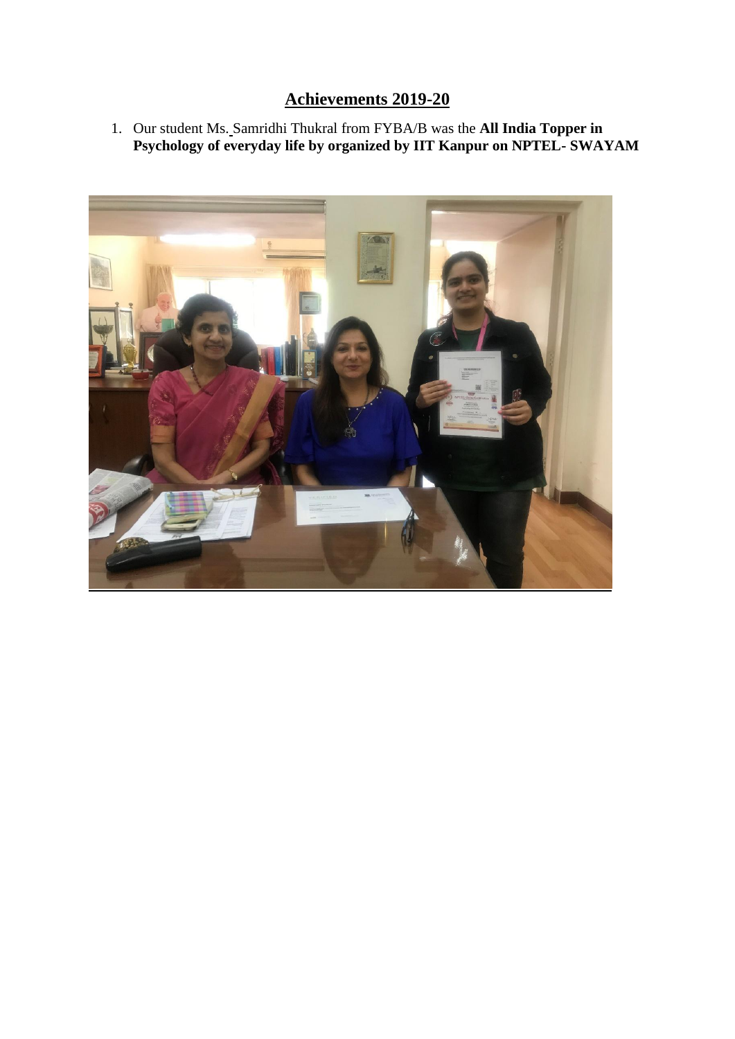# Achievements 2019-20

1. Our student Ms. Samridhi Thukral from FYBA/B was the **All India Topper in Psychology of everyday life by organized by IIT Kanpur on NPTEL- SWAYAM**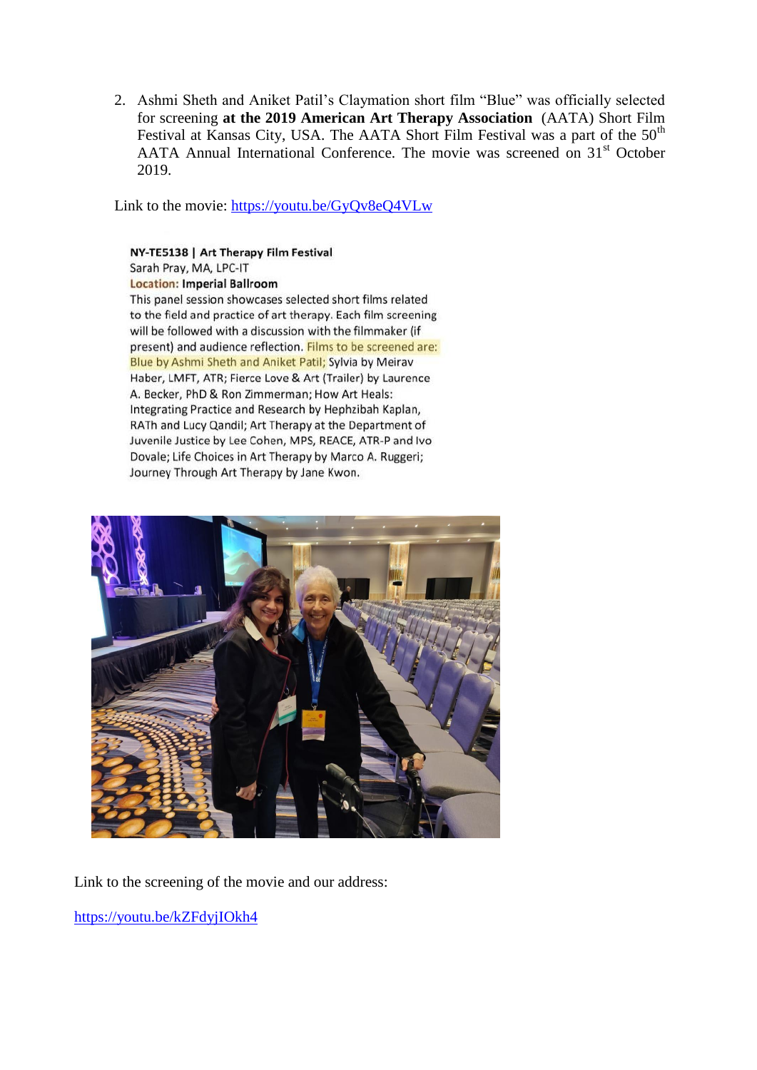2. Ashmi Sheth and Aniket Patil's Claymation short film "Blue" was officially selected for screening **at the 2019 American Art Therapy Association** (AATA) Short Film Festival at Kansas City, USA. The AATA Short Film Festival was a part of the 50th AATA Annual International Conference. The movie was screened on 31st October 2019.

Link to the movie: https://youtu.be/GyQv8eQ4VLw

**NY-TE5138 | Art Therapy Film Festival**
Sarah Pray, MA, LPC-IT
**Location: Imperial Ballroom**
This panel session showcases selected short films related to the field and practice of art therapy. Each film screening will be followed with a discussion with the filmmaker (if present) and audience reflection. Films to be screened are: Blue by Ashmi Sheth and Aniket Patil; Sylvia by Meirav Haber, LMFT, ATR; Fierce Love & Art (Trailer) by Laurence A. Becker, PhD & Ron Zimmerman; How Art Heals: Integrating Practice and Research by Hephzibah Kaplan, RATh and Lucy Qandil; Art Therapy at the Department of Juvenile Justice by Lee Cohen, MPS, REACE, ATR-P and Ivo Dovale; Life Choices in Art Therapy by Marco A. Ruggeri; Journey Through Art Therapy by Jane Kwon.

Link to the screening of the movie and our address:

https://youtu.be/kZFdyjIOkh4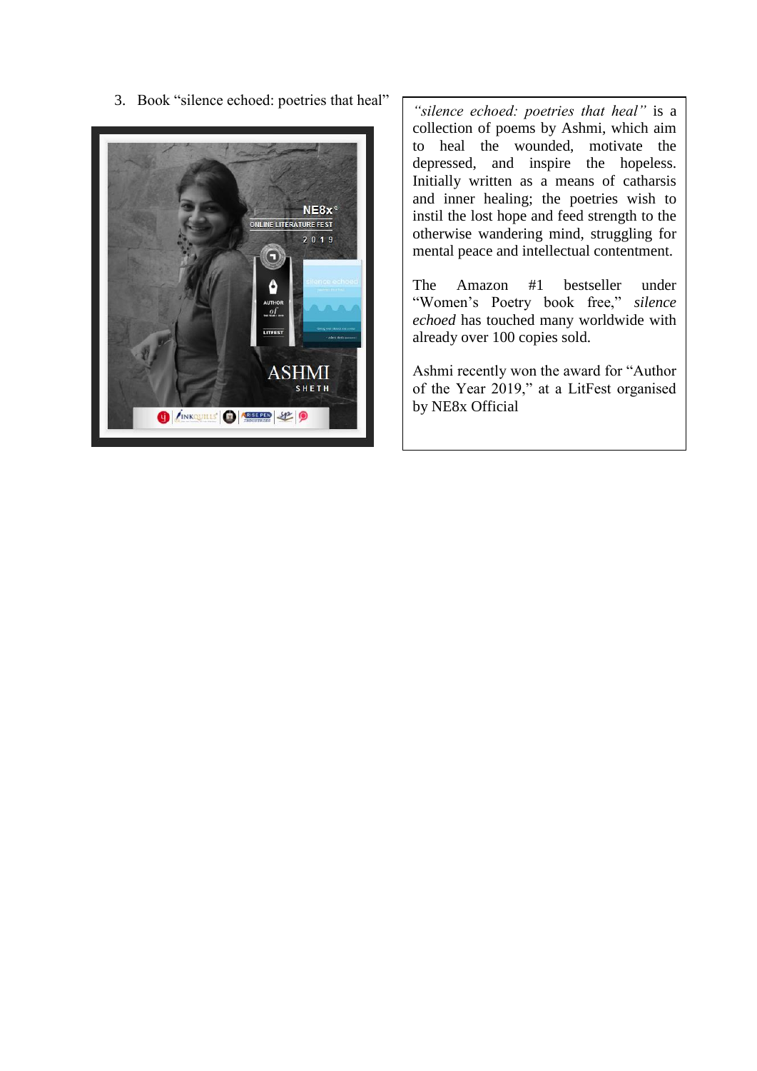3. Book “silence echoed: poetries that heal”

*“silence echoed: poetries that heal”* is a collection of poems by Ashmi, which aim to heal the wounded, motivate the depressed, and inspire the hopeless. Initially written as a means of catharsis and inner healing; the poetries wish to instil the lost hope and feed strength to the otherwise wandering mind, struggling for mental peace and intellectual contentment.

The Amazon #1 bestseller under “Women’s Poetry book free,” *silence echoed* has touched many worldwide with already over 100 copies sold.

Ashmi recently won the award for “Author of the Year 2019,” at a LitFest organised by NE8x Official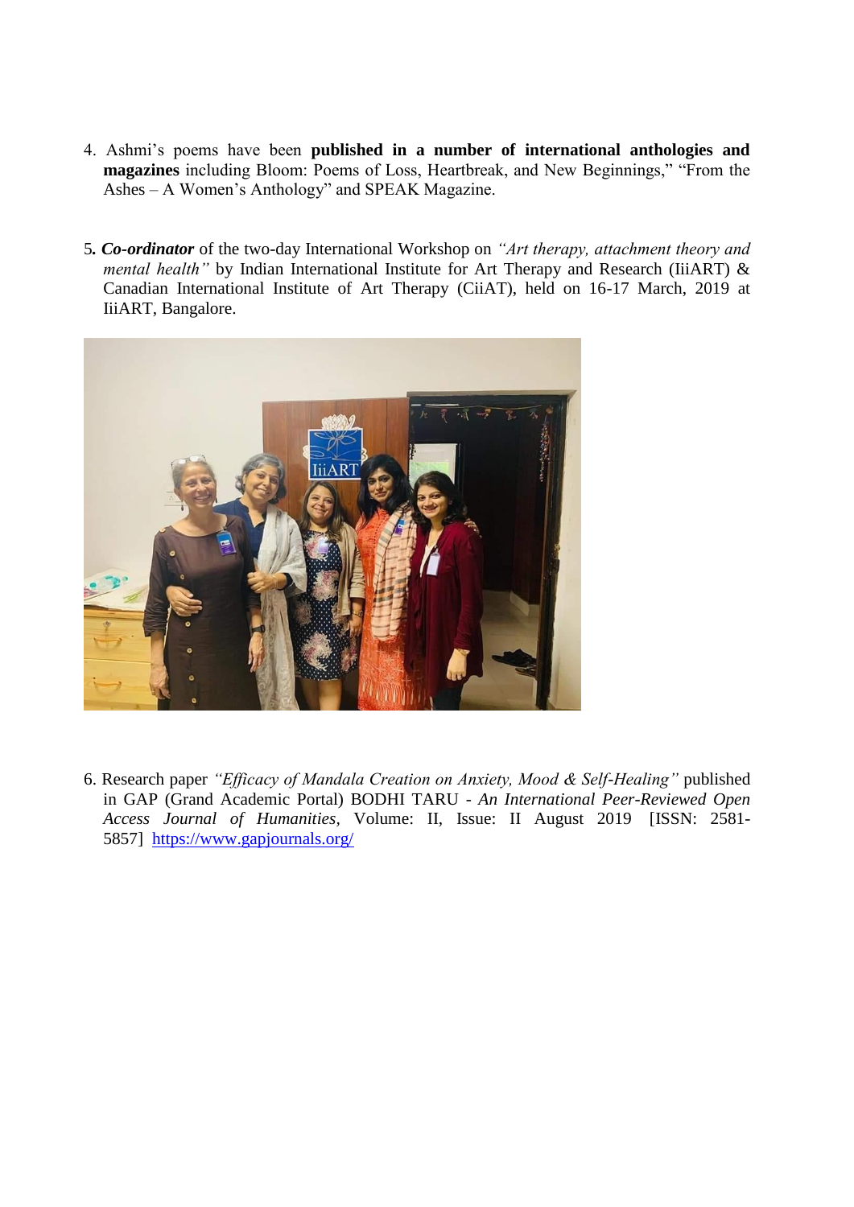4. Ashmi's poems have been **published in a number of international anthologies and magazines** including Bloom: Poems of Loss, Heartbreak, and New Beginnings," "From the Ashes – A Women's Anthology" and SPEAK Magazine.

5. ***Co-ordinator*** of the two-day International Workshop on *"Art therapy, attachment theory and mental health"* by Indian International Institute for Art Therapy and Research (IiiART) & Canadian International Institute of Art Therapy (CiiAT), held on 16-17 March, 2019 at IiiART, Bangalore.

6. Research paper *"Efficacy of Mandala Creation on Anxiety, Mood & Self-Healing"* published in GAP (Grand Academic Portal) BODHI TARU - *An International Peer-Reviewed Open Access Journal of Humanities*, Volume: II, Issue: II August 2019 [ISSN: 2581-5857] https://www.gapjournals.org/